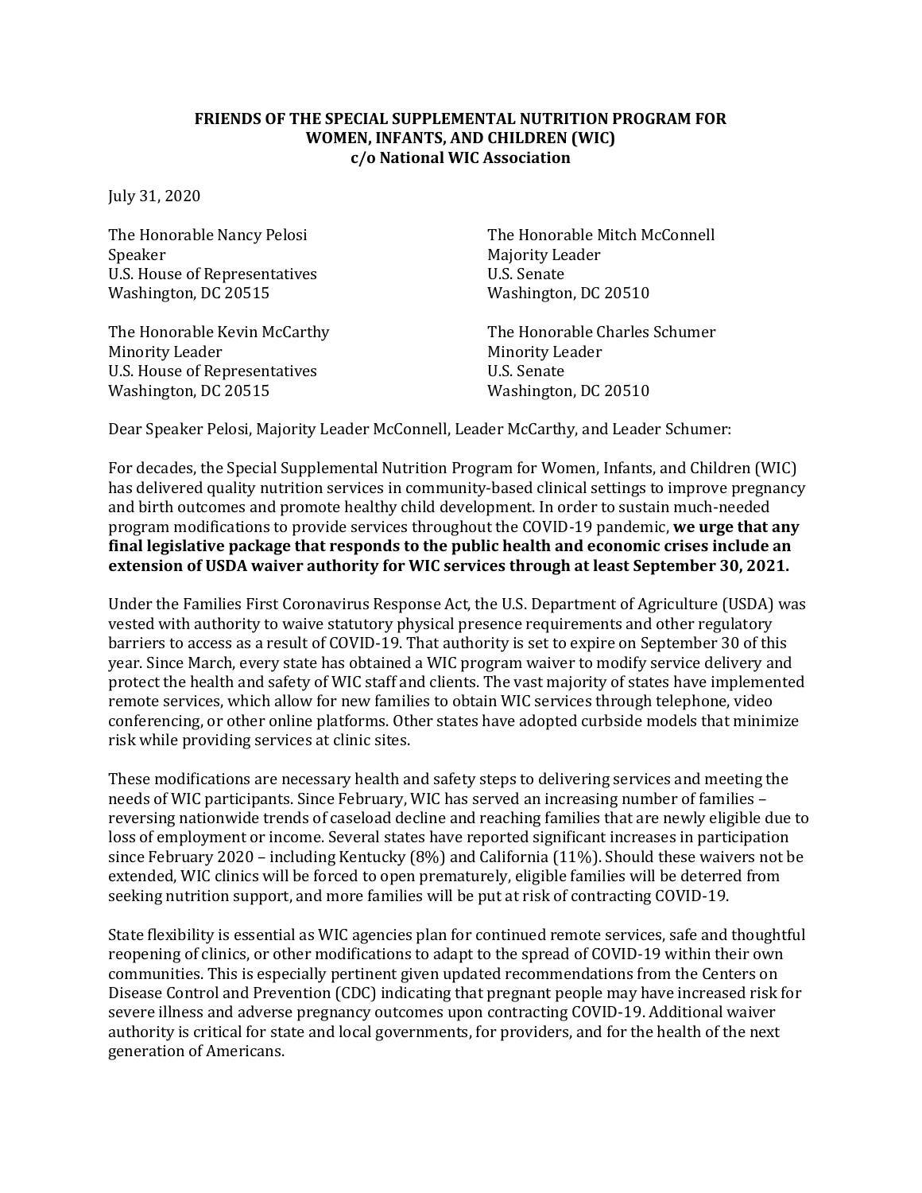**FRIENDS OF THE SPECIAL SUPPLEMENTAL NUTRITION PROGRAM FOR WOMEN, INFANTS, AND CHILDREN (WIC)**
**c/o National WIC Association**

July 31, 2020

The Honorable Nancy Pelosi
Speaker
U.S. House of Representatives
Washington, DC 20515

The Honorable Mitch McConnell
Majority Leader
U.S. Senate
Washington, DC 20510

The Honorable Kevin McCarthy
Minority Leader
U.S. House of Representatives
Washington, DC 20515

The Honorable Charles Schumer
Minority Leader
U.S. Senate
Washington, DC 20510

Dear Speaker Pelosi, Majority Leader McConnell, Leader McCarthy, and Leader Schumer:

For decades, the Special Supplemental Nutrition Program for Women, Infants, and Children (WIC) has delivered quality nutrition services in community-based clinical settings to improve pregnancy and birth outcomes and promote healthy child development. In order to sustain much-needed program modifications to provide services throughout the COVID-19 pandemic, **we urge that any final legislative package that responds to the public health and economic crises include an extension of USDA waiver authority for WIC services through at least September 30, 2021.**

Under the Families First Coronavirus Response Act, the U.S. Department of Agriculture (USDA) was vested with authority to waive statutory physical presence requirements and other regulatory barriers to access as a result of COVID-19. That authority is set to expire on September 30 of this year. Since March, every state has obtained a WIC program waiver to modify service delivery and protect the health and safety of WIC staff and clients. The vast majority of states have implemented remote services, which allow for new families to obtain WIC services through telephone, video conferencing, or other online platforms. Other states have adopted curbside models that minimize risk while providing services at clinic sites.

These modifications are necessary health and safety steps to delivering services and meeting the needs of WIC participants. Since February, WIC has served an increasing number of families – reversing nationwide trends of caseload decline and reaching families that are newly eligible due to loss of employment or income. Several states have reported significant increases in participation since February 2020 – including Kentucky (8%) and California (11%). Should these waivers not be extended, WIC clinics will be forced to open prematurely, eligible families will be deterred from seeking nutrition support, and more families will be put at risk of contracting COVID-19.

State flexibility is essential as WIC agencies plan for continued remote services, safe and thoughtful reopening of clinics, or other modifications to adapt to the spread of COVID-19 within their own communities. This is especially pertinent given updated recommendations from the Centers on Disease Control and Prevention (CDC) indicating that pregnant people may have increased risk for severe illness and adverse pregnancy outcomes upon contracting COVID-19. Additional waiver authority is critical for state and local governments, for providers, and for the health of the next generation of Americans.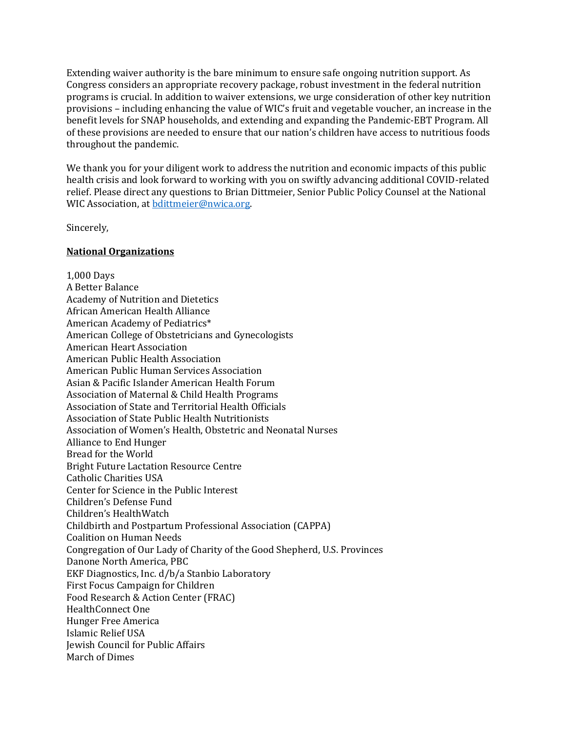Extending waiver authority is the bare minimum to ensure safe ongoing nutrition support. As Congress considers an appropriate recovery package, robust investment in the federal nutrition programs is crucial. In addition to waiver extensions, we urge consideration of other key nutrition provisions – including enhancing the value of WIC's fruit and vegetable voucher, an increase in the benefit levels for SNAP households, and extending and expanding the Pandemic-EBT Program. All of these provisions are needed to ensure that our nation's children have access to nutritious foods throughout the pandemic.

We thank you for your diligent work to address the nutrition and economic impacts of this public health crisis and look forward to working with you on swiftly advancing additional COVID-related relief. Please direct any questions to Brian Dittmeier, Senior Public Policy Counsel at the National WIC Association, at [bdittmeier@nwica.org](mailto:bdittmeier@nwica.org).

Sincerely,

**National Organizations**

1,000 Days
A Better Balance
Academy of Nutrition and Dietetics
African American Health Alliance
American Academy of Pediatrics*
American College of Obstetricians and Gynecologists
American Heart Association
American Public Health Association
American Public Human Services Association
Asian & Pacific Islander American Health Forum
Association of Maternal & Child Health Programs
Association of State and Territorial Health Officials
Association of State Public Health Nutritionists
Association of Women's Health, Obstetric and Neonatal Nurses
Alliance to End Hunger
Bread for the World
Bright Future Lactation Resource Centre
Catholic Charities USA
Center for Science in the Public Interest
Children's Defense Fund
Children's HealthWatch
Childbirth and Postpartum Professional Association (CAPPA)
Coalition on Human Needs
Congregation of Our Lady of Charity of the Good Shepherd, U.S. Provinces
Danone North America, PBC
EKF Diagnostics, Inc. d/b/a Stanbio Laboratory
First Focus Campaign for Children
Food Research & Action Center (FRAC)
HealthConnect One
Hunger Free America
Islamic Relief USA
Jewish Council for Public Affairs
March of Dimes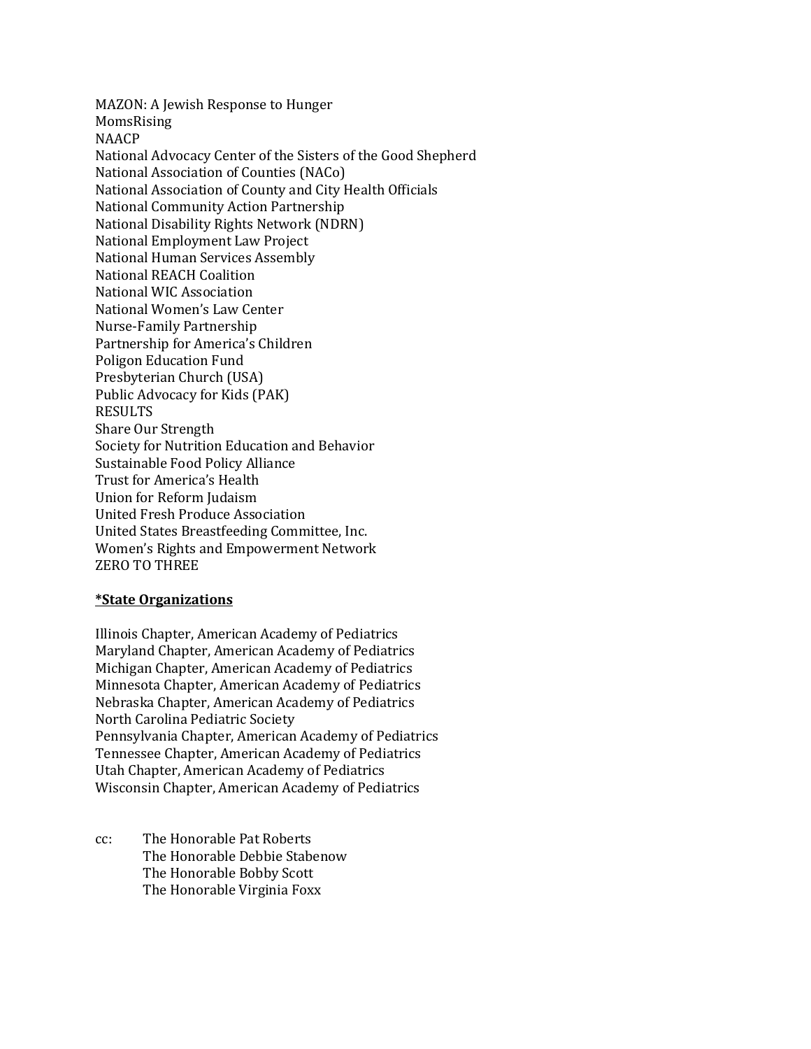MAZON: A Jewish Response to Hunger
MomsRising
NAACP
National Advocacy Center of the Sisters of the Good Shepherd
National Association of Counties (NACo)
National Association of County and City Health Officials
National Community Action Partnership
National Disability Rights Network (NDRN)
National Employment Law Project
National Human Services Assembly
National REACH Coalition
National WIC Association
National Women's Law Center
Nurse-Family Partnership
Partnership for America's Children
Poligon Education Fund
Presbyterian Church (USA)
Public Advocacy for Kids (PAK)
RESULTS
Share Our Strength
Society for Nutrition Education and Behavior
Sustainable Food Policy Alliance
Trust for America's Health
Union for Reform Judaism
United Fresh Produce Association
United States Breastfeeding Committee, Inc.
Women's Rights and Empowerment Network
ZERO TO THREE

**<u>*State Organizations</u>**

Illinois Chapter, American Academy of Pediatrics
Maryland Chapter, American Academy of Pediatrics
Michigan Chapter, American Academy of Pediatrics
Minnesota Chapter, American Academy of Pediatrics
Nebraska Chapter, American Academy of Pediatrics
North Carolina Pediatric Society
Pennsylvania Chapter, American Academy of Pediatrics
Tennessee Chapter, American Academy of Pediatrics
Utah Chapter, American Academy of Pediatrics
Wisconsin Chapter, American Academy of Pediatrics

cc: The Honorable Pat Roberts
The Honorable Debbie Stabenow
The Honorable Bobby Scott
The Honorable Virginia Foxx